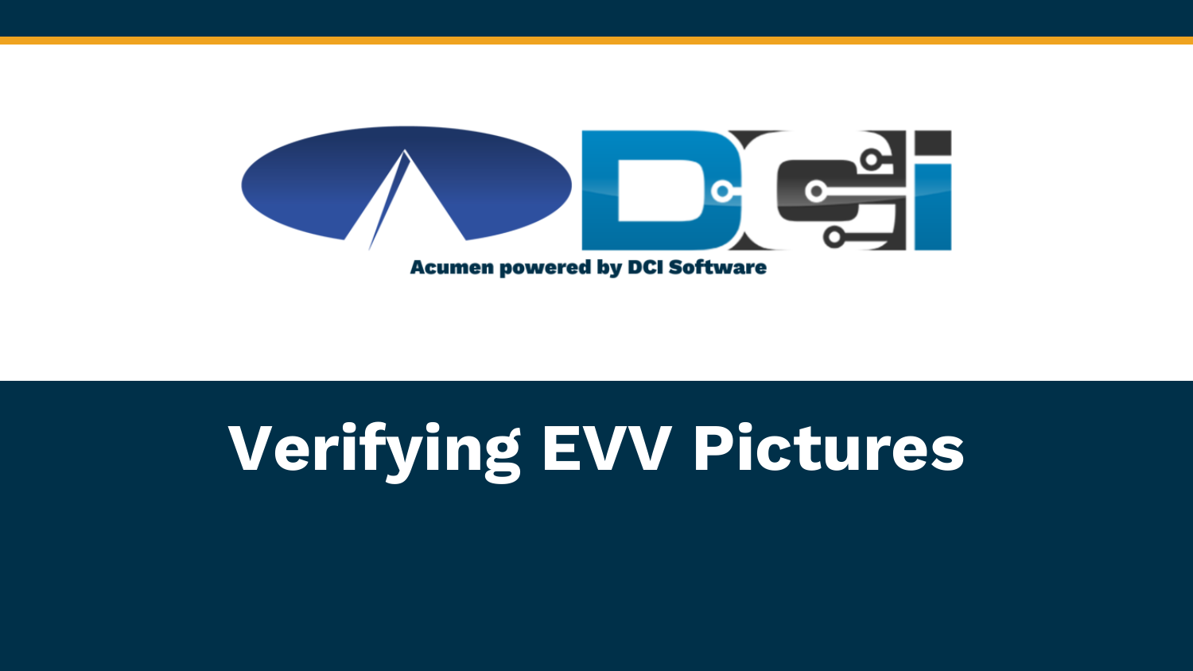Acumen powered by DCI Software

# Verifying EVV Pictures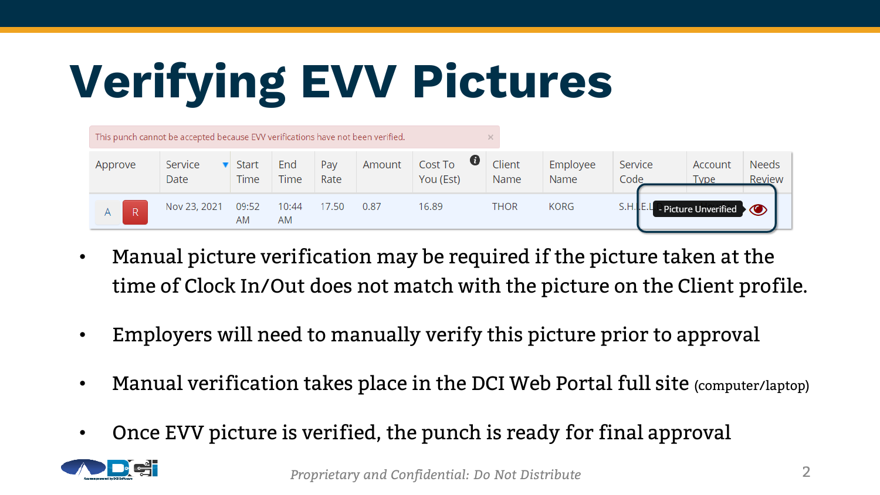# Verifying EVV Pictures

This punch cannot be accepted because EVV verifications have not been verified.

| Approve | Service Date | Start Time | End Time | Pay Rate | Amount | Cost To You (Est) | Client Name | Employee Name | Service Code | Account Type | Needs Review |
|---|---|---|---|---|---|---|---|---|---|---|---|
| A R | Nov 23, 2021 | 09:52 AM | 10:44 AM | 17.50 | 0.87 | 16.89 | THOR | KORG | S.H.I.E.L. | - Picture Unverified | |

- Manual picture verification may be required if the picture taken at the time of Clock In/Out does not match with the picture on the Client profile.
- Employers will need to manually verify this picture prior to approval
- Manual verification takes place in the DCI Web Portal full site (computer/laptop)
- Once EVV picture is verified, the punch is ready for final approval

*Proprietary and Confidential: Do Not Distribute*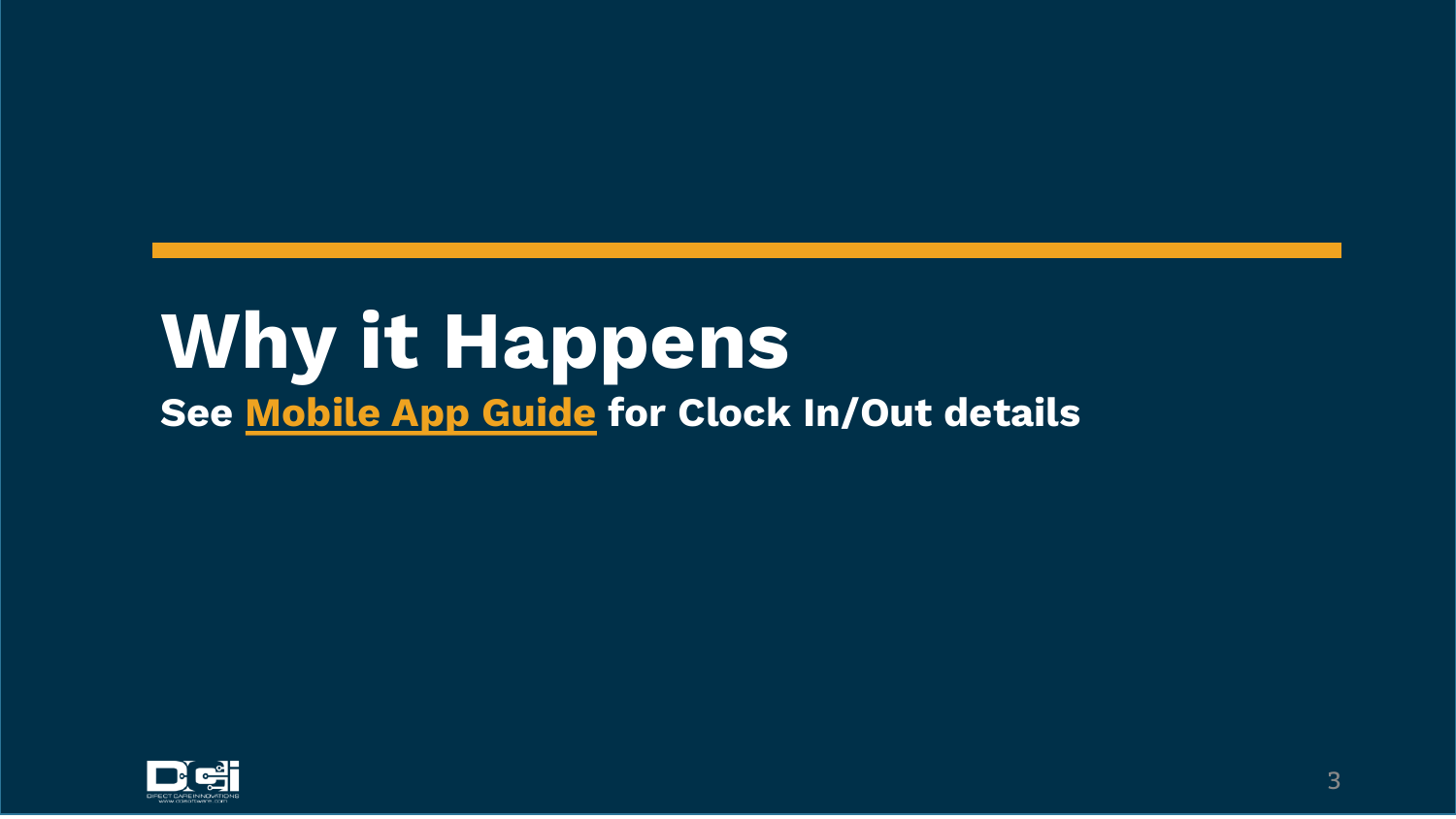# Why it Happens

**See Mobile App Guide for Clock In/Out details**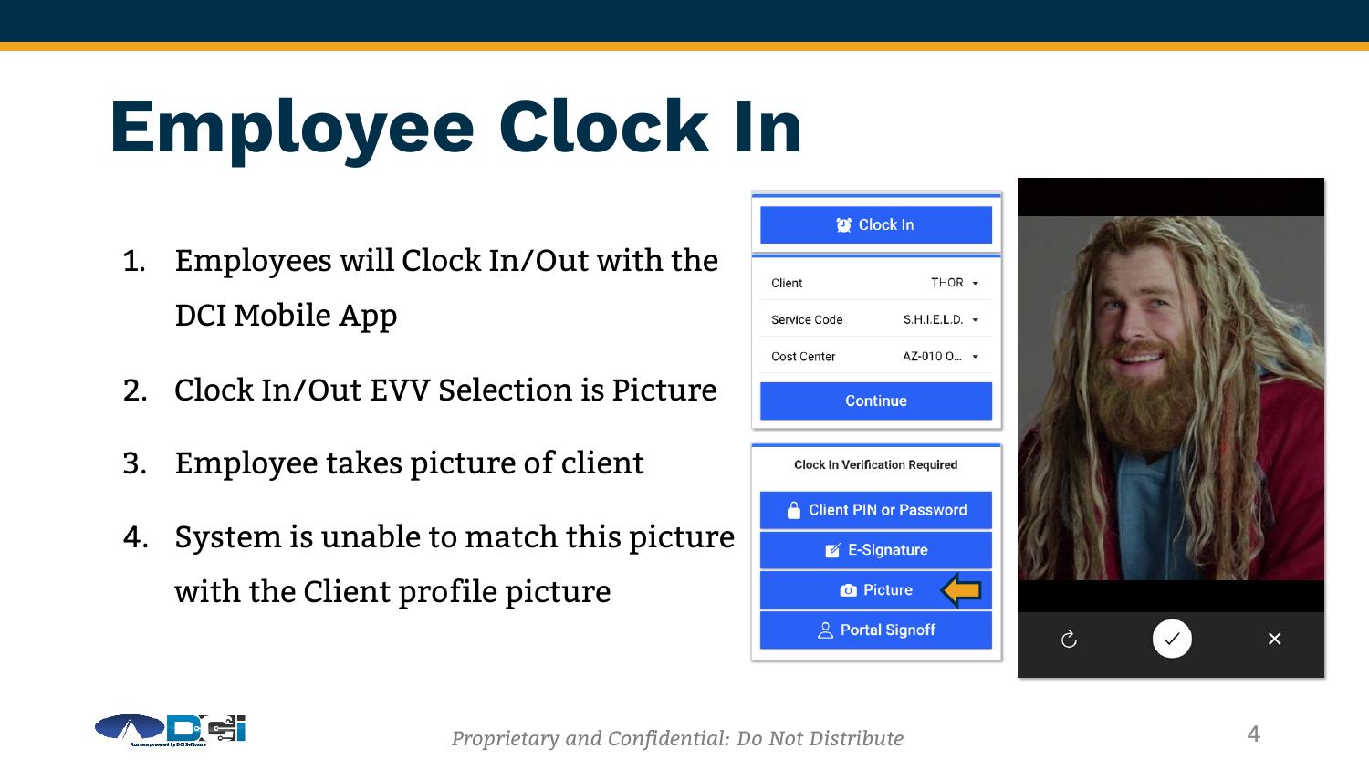# Employee Clock In

1. Employees will Clock In/Out with the DCI Mobile App
2. Clock In/Out EVV Selection is Picture
3. Employee takes picture of client
4. System is unable to match this picture with the Client profile picture

Clock In

| Client | THOR |
|---|---|
| Service Code | S.H.I.E.L.D. |
| Cost Center | AZ-010 O... |

Continue

Clock In Verification Required

- Client PIN or Password
- E-Signature
- Picture
- Portal Signoff

*Proprietary and Confidential: Do Not Distribute*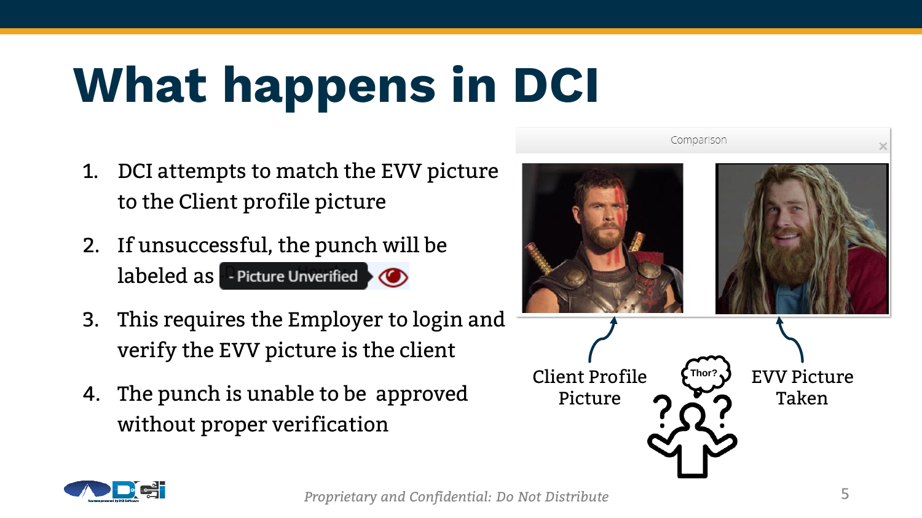# What happens in DCI

1. DCI attempts to match the EVV picture to the Client profile picture
2. If unsuccessful, the punch will be labeled as - Picture Unverified
3. This requires the Employer to login and verify the EVV picture is the client
4. The punch is unable to be approved without proper verification

Comparison

Client Profile Picture

Thor?

EVV Picture Taken

*Proprietary and Confidential: Do Not Distribute*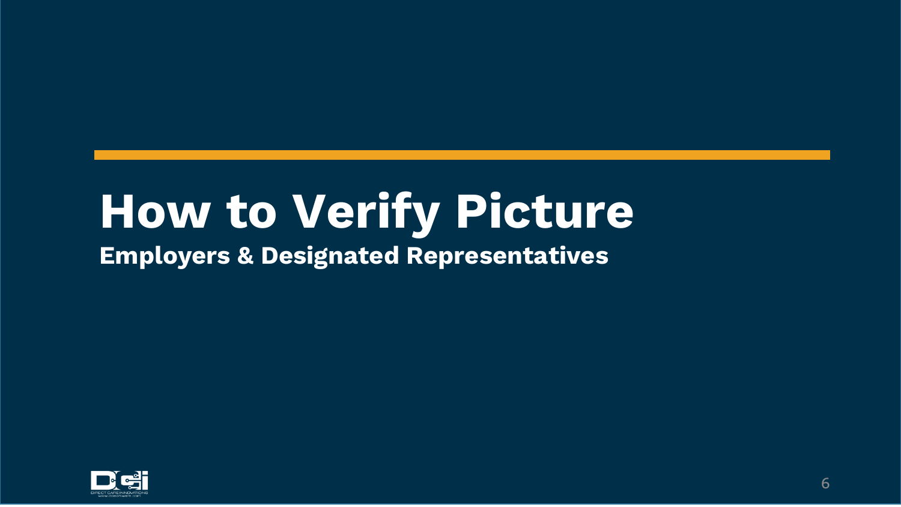# How to Verify Picture

**Employers & Designated Representatives**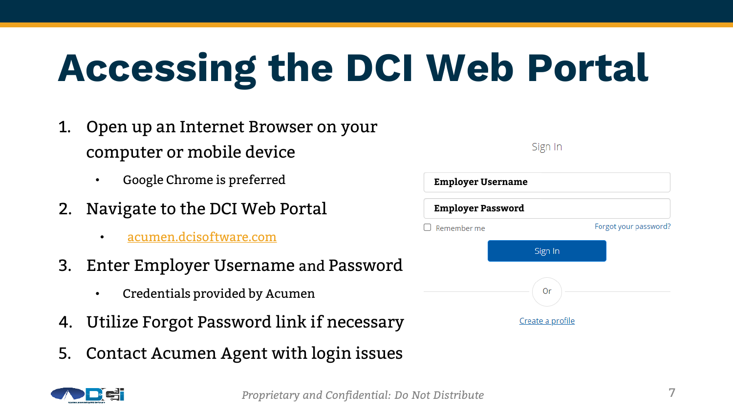# Accessing the DCI Web Portal

1. Open up an Internet Browser on your computer or mobile device
   - Google Chrome is preferred
2. Navigate to the DCI Web Portal
   - acumen.dcisoftware.com
3. Enter Employer Username and Password
   - Credentials provided by Acumen
4. Utilize Forgot Password link if necessary
5. Contact Acumen Agent with login issues

Sign In

**Employer Username**

**Employer Password**

Remember me

Forgot your password?

Sign In

Or

Create a profile

*Proprietary and Confidential: Do Not Distribute*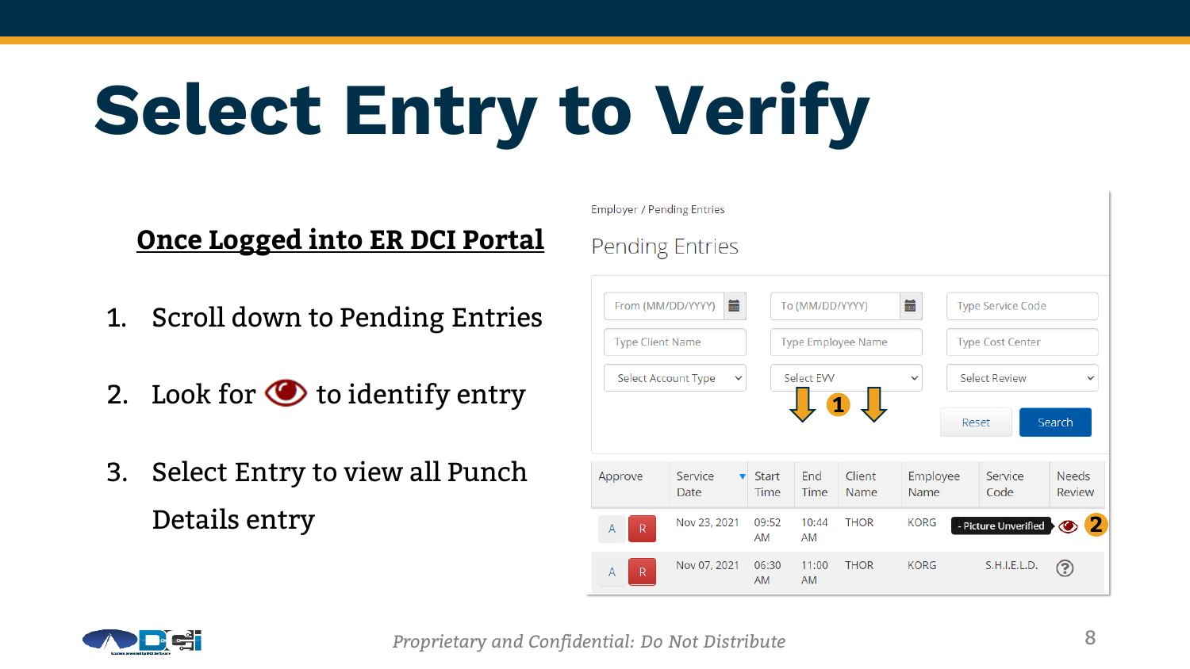# Select Entry to Verify

**Once Logged into ER DCI Portal**

1. Scroll down to Pending Entries
2. Look for 👁 to identify entry
3. Select Entry to view all Punch Details entry

Employer / Pending Entries

## Pending Entries

From (MM/DD/YYYY) | To (MM/DD/YYYY) | Type Service Code

Type Client Name | Type Employee Name | Type Cost Center

Select Account Type | Select EVV | Select Review

1

Reset | Search

| Approve | Service Date | Start Time | End Time | Client Name | Employee Name | Service Code | Needs Review |
|---|---|---|---|---|---|---|---|
| A R | Nov 23, 2021 | 09:52 AM | 10:44 AM | THOR | KORG | - Picture Unverified | 👁 2 |
| A R | Nov 07, 2021 | 06:30 AM | 11:00 AM | THOR | KORG | S.H.I.E.L.D. | ? |

*Proprietary and Confidential: Do Not Distribute*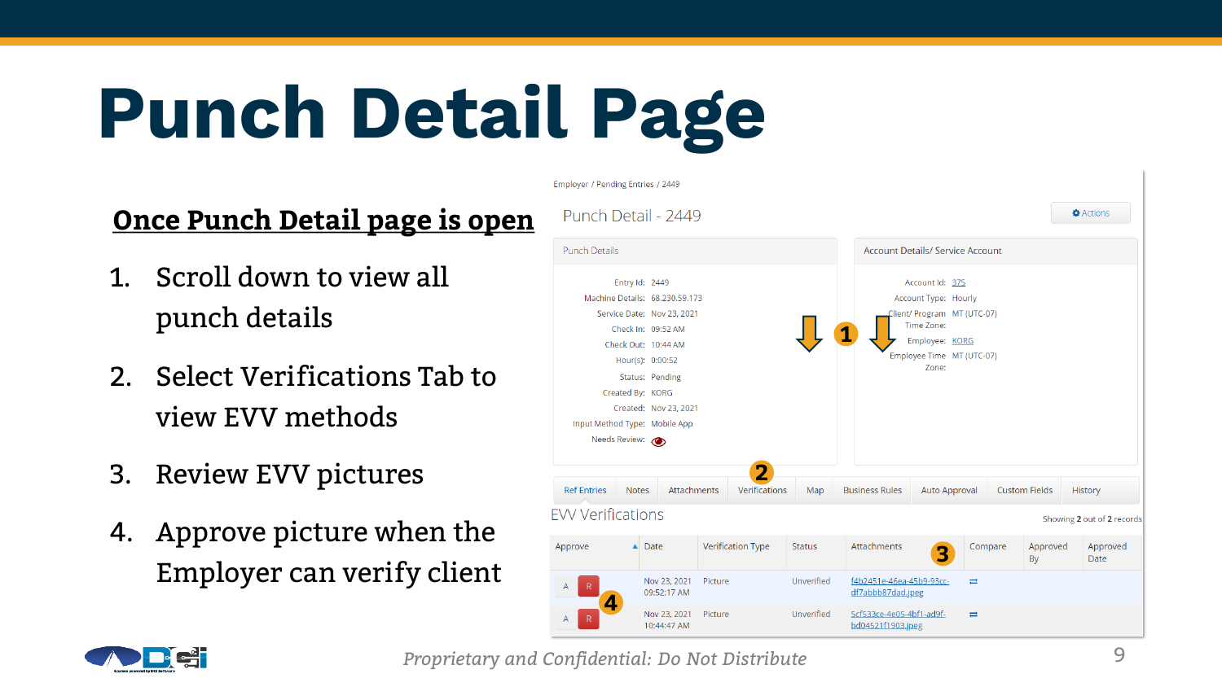# Punch Detail Page

**<u>Once Punch Detail page is open</u>**

1. Scroll down to view all punch details
2. Select Verifications Tab to view EVV methods
3. Review EVV pictures
4. Approve picture when the Employer can verify client

Employer / Pending Entries / 2449

Punch Detail - 2449

Actions

**Punch Details**

Entry Id: 2449
Machine Details: 68.230.59.173
Service Date: Nov 23, 2021
Check In: 09:52 AM
Check Out: 10:44 AM
Hour(s): 0:00:52
Status: Pending
Created By: KORG
Created: Nov 23, 2021
Input Method Type: Mobile App
Needs Review:

**Account Details/ Service Account**

Account Id: 375
Account Type: Hourly
Client/ Program Time Zone: MT (UTC-07)
Employee: KORG
Employee Time Zone: MT (UTC-07)

Ref Entries | Notes | Attachments | Verifications | Map | Business Rules | Auto Approval | Custom Fields | History

EVV Verifications

Showing 2 out of 2 records

| Approve | Date | Verification Type | Status | Attachments | Compare | Approved By | Approved Date |
|---|---|---|---|---|---|---|---|
| A R | Nov 23, 2021 09:52:17 AM | Picture | Unverified | f4b2451e-46ea-45b9-93cc-df7abbb87dad.jpeg | ⇄ | | |
| A R | Nov 23, 2021 10:44:47 AM | Picture | Unverified | 5cf533ce-4e05-4bf1-ad9f-bd04521f1903.jpeg | ⇄ | | |

*Proprietary and Confidential: Do Not Distribute*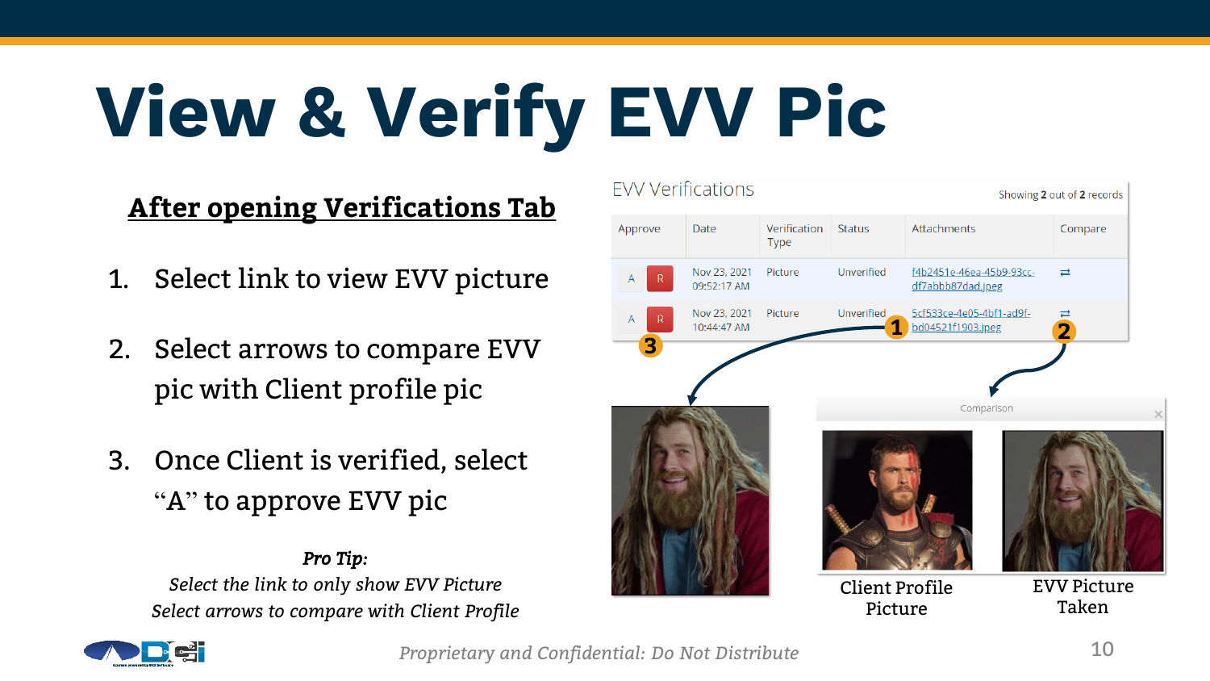# View & Verify EVV Pic

**<u>After opening Verifications Tab</u>**

1. Select link to view EVV picture
2. Select arrows to compare EVV pic with Client profile pic
3. Once Client is verified, select "A" to approve EVV pic

***Pro Tip:***
*Select the link to only show EVV Picture*
*Select arrows to compare with Client Profile*

EVV Verifications

Showing **2** out of **2** records

| Approve | Date | Verification Type | Status | Attachments | Compare |
|---|---|---|---|---|---|
| A R | Nov 23, 2021 09:52:17 AM | Picture | Unverified | f4b2451e-46ea-45b9-93cc-df7abbb87dad.jpeg | ⇄ |
| A R | Nov 23, 2021 10:44:47 AM | Picture | Unverified | 5cf533ce-4e05-4bf1-ad9f-bd04521f1903.jpeg | ⇄ |

Comparison

Client Profile Picture

EVV Picture Taken

Proprietary and Confidential: Do Not Distribute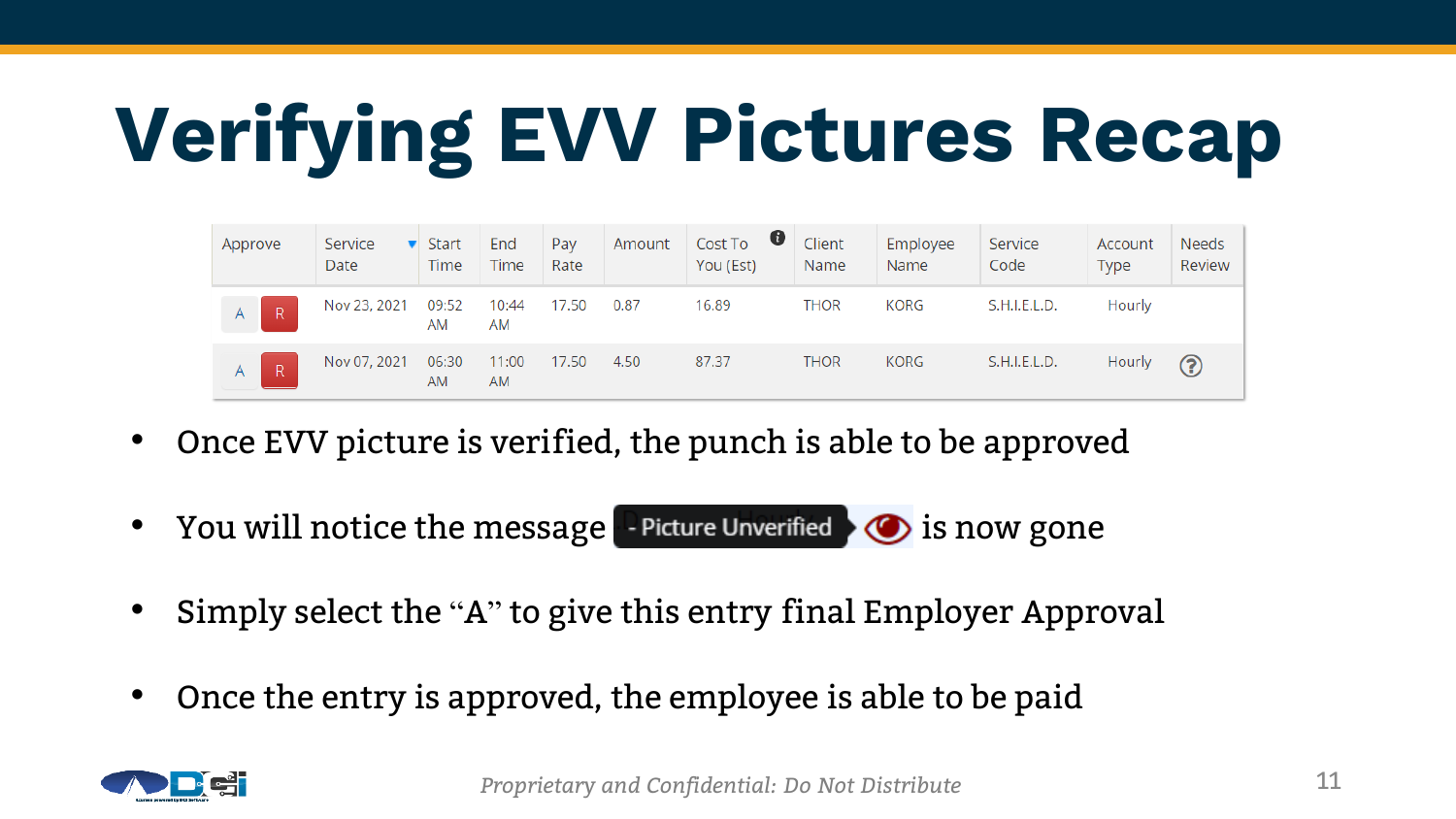# Verifying EVV Pictures Recap

| Approve | Service Date | Start Time | End Time | Pay Rate | Amount | Cost To You (Est) | Client Name | Employee Name | Service Code | Account Type | Needs Review |
|---|---|---|---|---|---|---|---|---|---|---|---|
| A R | Nov 23, 2021 | 09:52 AM | 10:44 AM | 17.50 | 0.87 | 16.89 | THOR | KORG | S.H.I.E.L.D. | Hourly | |
| A R | Nov 07, 2021 | 06:30 AM | 11:00 AM | 17.50 | 4.50 | 87.37 | THOR | KORG | S.H.I.E.L.D. | Hourly | ? |

- Once EVV picture is verified, the punch is able to be approved
- You will notice the message - Picture Unverified is now gone
- Simply select the "A" to give this entry final Employer Approval
- Once the entry is approved, the employee is able to be paid

*Proprietary and Confidential: Do Not Distribute*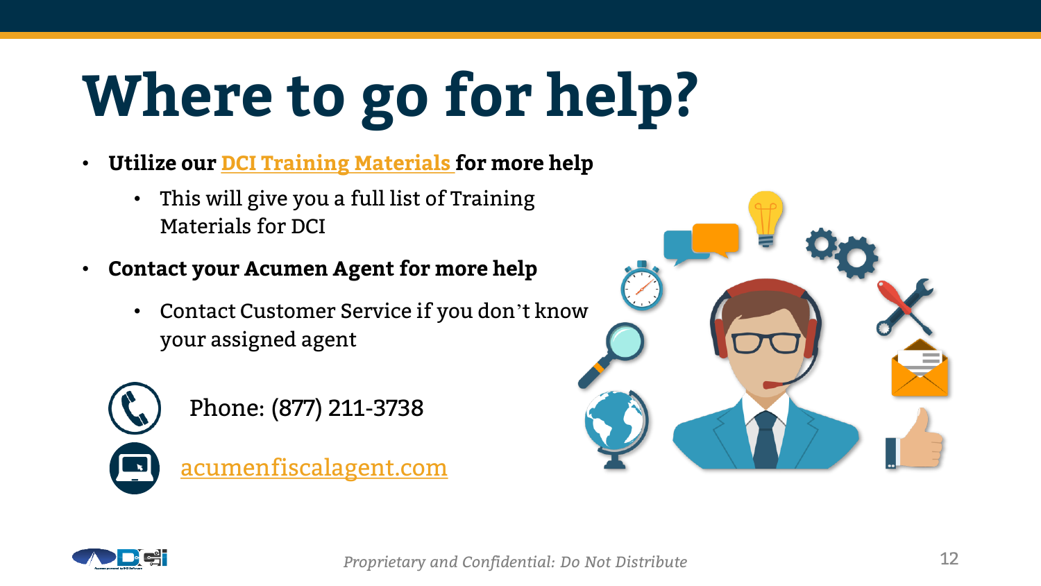# Where to go for help?

- **Utilize our DCI Training Materials for more help**
  - This will give you a full list of Training Materials for DCI
- **Contact your Acumen Agent for more help**
  - Contact Customer Service if you don't know your assigned agent

Phone: (877) 211-3738

acumenfiscalagent.com

*Proprietary and Confidential: Do Not Distribute*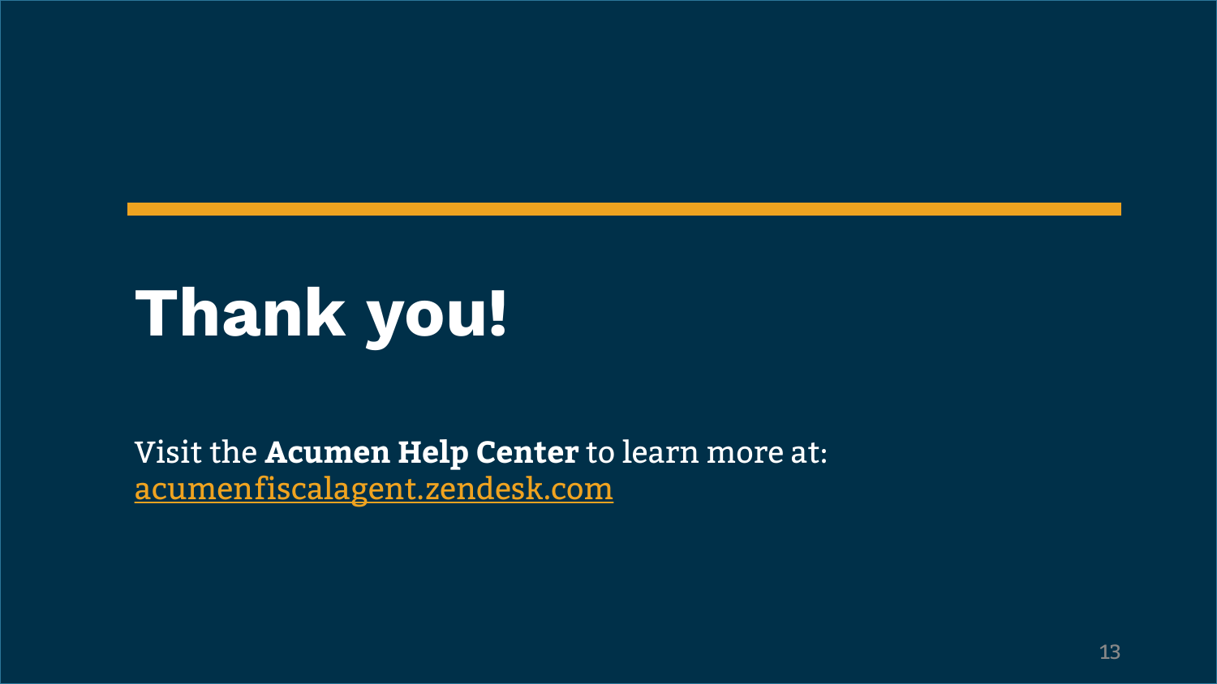# Thank you!

Visit the **Acumen Help Center** to learn more at:
acumenfiscalagent.zendesk.com